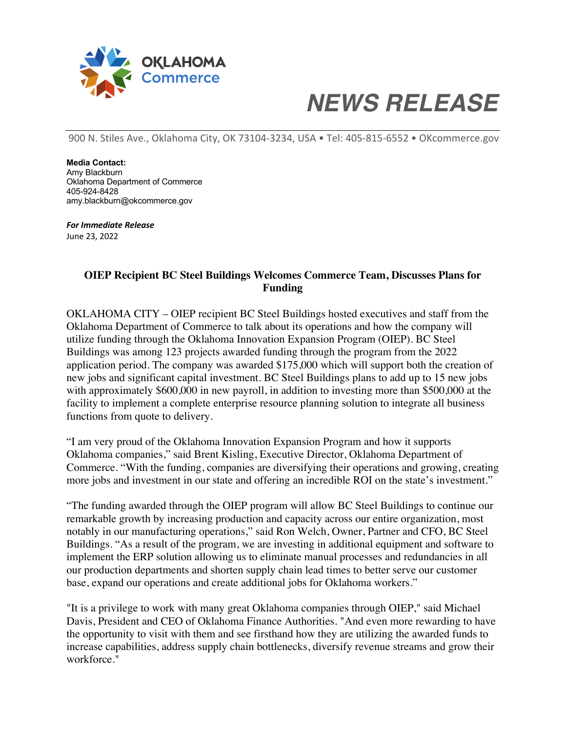OKLAHOMA Commerce

# NEWS RELEASE

900 N. Stiles Ave., Oklahoma City, OK 73104-3234, USA • Tel: 405-815-6552 • OKcommerce.gov

**Media Contact:**
Amy Blackburn
Oklahoma Department of Commerce
405-924-8428
amy.blackburn@okcommerce.gov

***For Immediate Release***
June 23, 2022

## OIEP Recipient BC Steel Buildings Welcomes Commerce Team, Discusses Plans for Funding

OKLAHOMA CITY – OIEP recipient BC Steel Buildings hosted executives and staff from the Oklahoma Department of Commerce to talk about its operations and how the company will utilize funding through the Oklahoma Innovation Expansion Program (OIEP). BC Steel Buildings was among 123 projects awarded funding through the program from the 2022 application period. The company was awarded $175,000 which will support both the creation of new jobs and significant capital investment. BC Steel Buildings plans to add up to 15 new jobs with approximately $600,000 in new payroll, in addition to investing more than $500,000 at the facility to implement a complete enterprise resource planning solution to integrate all business functions from quote to delivery.

"I am very proud of the Oklahoma Innovation Expansion Program and how it supports Oklahoma companies," said Brent Kisling, Executive Director, Oklahoma Department of Commerce. "With the funding, companies are diversifying their operations and growing, creating more jobs and investment in our state and offering an incredible ROI on the state's investment."

"The funding awarded through the OIEP program will allow BC Steel Buildings to continue our remarkable growth by increasing production and capacity across our entire organization, most notably in our manufacturing operations," said Ron Welch, Owner, Partner and CFO, BC Steel Buildings. "As a result of the program, we are investing in additional equipment and software to implement the ERP solution allowing us to eliminate manual processes and redundancies in all our production departments and shorten supply chain lead times to better serve our customer base, expand our operations and create additional jobs for Oklahoma workers."

"It is a privilege to work with many great Oklahoma companies through OIEP," said Michael Davis, President and CEO of Oklahoma Finance Authorities. "And even more rewarding to have the opportunity to visit with them and see firsthand how they are utilizing the awarded funds to increase capabilities, address supply chain bottlenecks, diversify revenue streams and grow their workforce."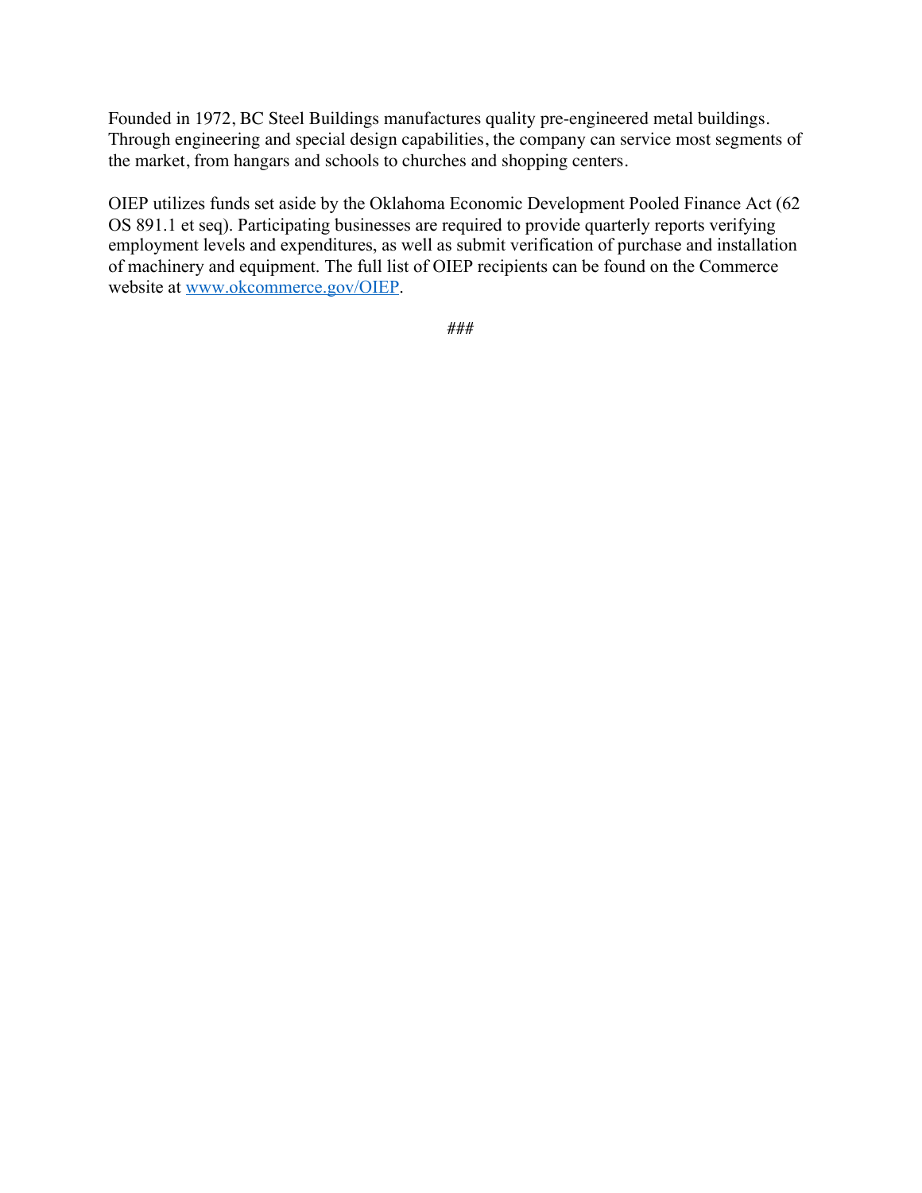Founded in 1972, BC Steel Buildings manufactures quality pre-engineered metal buildings. Through engineering and special design capabilities, the company can service most segments of the market, from hangars and schools to churches and shopping centers.

OIEP utilizes funds set aside by the Oklahoma Economic Development Pooled Finance Act (62 OS 891.1 et seq). Participating businesses are required to provide quarterly reports verifying employment levels and expenditures, as well as submit verification of purchase and installation of machinery and equipment. The full list of OIEP recipients can be found on the Commerce website at [www.okcommerce.gov/OIEP](http://www.okcommerce.gov/OIEP).

###